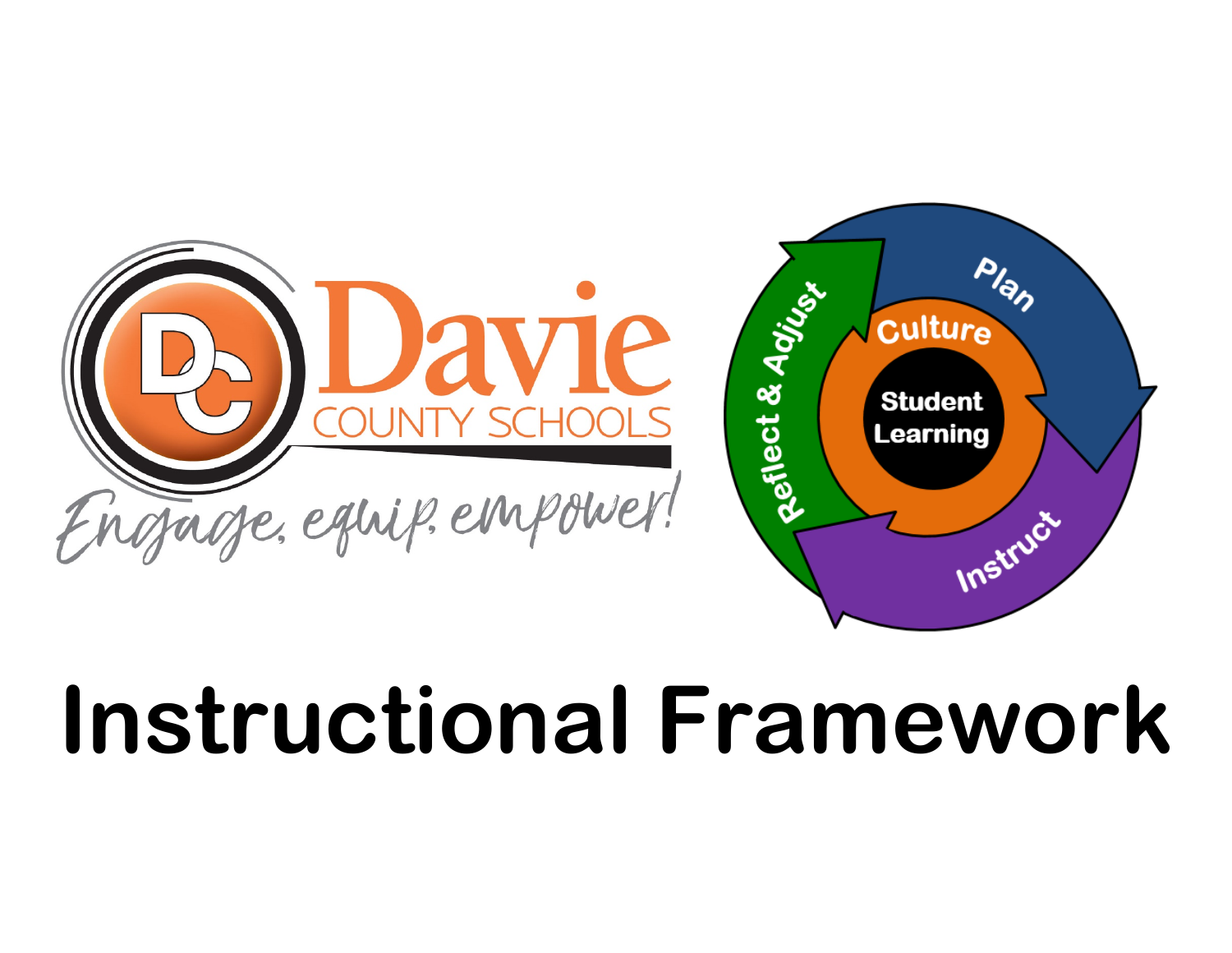Davie

COUNTY SCHOOLS

Engage, equip, empower!

Reflect & Adjust

Plan

Culture

Student Learning

Instruct

# Instructional Framework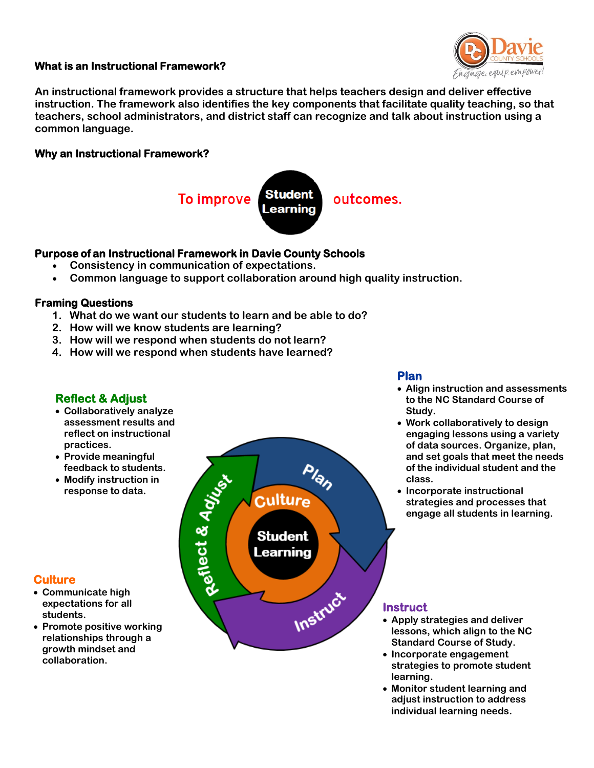## What is an Instructional Framework?

An instructional framework provides a structure that helps teachers design and deliver effective instruction. The framework also identifies the key components that facilitate quality teaching, so that teachers, school administrators, and district staff can recognize and talk about instruction using a common language.

## Why an Instructional Framework?

To improve **Student Learning** outcomes.

## Purpose of an Instructional Framework in Davie County Schools

- Consistency in communication of expectations.
- Common language to support collaboration around high quality instruction.

## Framing Questions

1. What do we want our students to learn and be able to do?
2. How will we know students are learning?
3. How will we respond when students do not learn?
4. How will we respond when students have learned?

### Plan

- Align instruction and assessments to the NC Standard Course of Study.
- Work collaboratively to design engaging lessons using a variety of data sources. Organize, plan, and set goals that meet the needs of the individual student and the class.
- Incorporate instructional strategies and processes that engage all students in learning.

### Instruct

- Apply strategies and deliver lessons, which align to the NC Standard Course of Study.
- Incorporate engagement strategies to promote student learning.
- Monitor student learning and adjust instruction to address individual learning needs.

### Reflect & Adjust

- Collaboratively analyze assessment results and reflect on instructional practices.
- Provide meaningful feedback to students.
- Modify instruction in response to data.

### Culture

- Communicate high expectations for all students.
- Promote positive working relationships through a growth mindset and collaboration.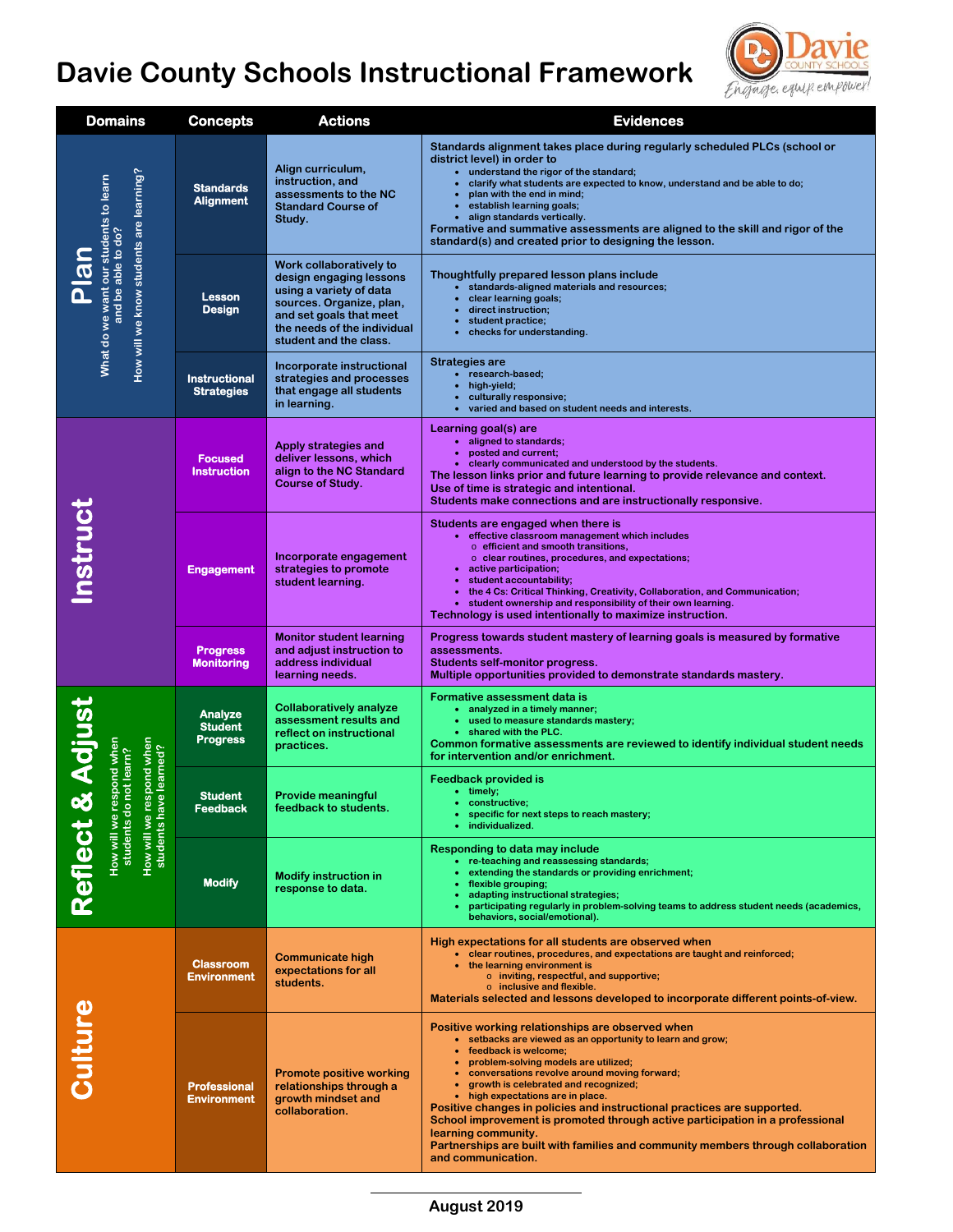# Davie County Schools Instructional Framework

| Domains | Concepts | Actions | Evidences |
|---|---|---|---|
| **Plan**<br>What do we want our students to learn and be able to do?<br>How will we know students are learning? | Standards Alignment | Align curriculum, instruction, and assessments to the NC Standard Course of Study. | Standards alignment takes place during regularly scheduled PLCs (school or district level) in order to<br>• understand the rigor of the standard;<br>• clarify what students are expected to know, understand and be able to do;<br>• plan with the end in mind;<br>• establish learning goals;<br>• align standards vertically.<br>Formative and summative assessments are aligned to the skill and rigor of the standard(s) and created prior to designing the lesson. |
| | Lesson Design | Work collaboratively to design engaging lessons using a variety of data sources. Organize, plan, and set goals that meet the needs of the individual student and the class. | Thoughtfully prepared lesson plans include<br>• standards-aligned materials and resources;<br>• clear learning goals;<br>• direct instruction;<br>• student practice;<br>• checks for understanding. |
| | Instructional Strategies | Incorporate instructional strategies and processes that engage all students in learning. | Strategies are<br>• research-based;<br>• high-yield;<br>• culturally responsive;<br>• varied and based on student needs and interests. |
| **Instruct** | Focused Instruction | Apply strategies and deliver lessons, which align to the NC Standard Course of Study. | Learning goal(s) are<br>• aligned to standards;<br>• posted and current;<br>• clearly communicated and understood by the students.<br>The lesson links prior and future learning to provide relevance and context.<br>Use of time is strategic and intentional.<br>Students make connections and are instructionally responsive. |
| | Engagement | Incorporate engagement strategies to promote student learning. | Students are engaged when there is<br>• effective classroom management which includes<br>  ○ efficient and smooth transitions,<br>  ○ clear routines, procedures, and expectations;<br>• active participation;<br>• student accountability;<br>• the 4 Cs: Critical Thinking, Creativity, Collaboration, and Communication;<br>• student ownership and responsibility of their own learning.<br>Technology is used intentionally to maximize instruction. |
| | Progress Monitoring | Monitor student learning and adjust instruction to address individual learning needs. | Progress towards student mastery of learning goals is measured by formative assessments.<br>Students self-monitor progress.<br>Multiple opportunities provided to demonstrate standards mastery. |
| **Reflect & Adjust**<br>How will we respond when students do not learn?<br>How will we respond when students have learned? | Analyze Student Progress | Collaboratively analyze assessment results and reflect on instructional practices. | Formative assessment data is<br>• analyzed in a timely manner;<br>• used to measure standards mastery;<br>• shared with the PLC.<br>Common formative assessments are reviewed to identify individual student needs for intervention and/or enrichment. |
| | Student Feedback | Provide meaningful feedback to students. | Feedback provided is<br>• timely;<br>• constructive;<br>• specific for next steps to reach mastery;<br>• individualized. |
| | Modify | Modify instruction in response to data. | Responding to data may include<br>• re-teaching and reassessing standards;<br>• extending the standards or providing enrichment;<br>• flexible grouping;<br>• adapting instructional strategies;<br>• participating regularly in problem-solving teams to address student needs (academics, behaviors, social/emotional). |
| **Culture** | Classroom Environment | Communicate high expectations for all students. | High expectations for all students are observed when<br>• clear routines, procedures, and expectations are taught and reinforced;<br>• the learning environment is<br>  ○ inviting, respectful, and supportive;<br>  ○ inclusive and flexible.<br>Materials selected and lessons developed to incorporate different points-of-view. |
| | Professional Environment | Promote positive working relationships through a growth mindset and collaboration. | Positive working relationships are observed when<br>• setbacks are viewed as an opportunity to learn and grow;<br>• feedback is welcome;<br>• problem-solving models are utilized;<br>• conversations revolve around moving forward;<br>• growth is celebrated and recognized;<br>• high expectations are in place.<br>Positive changes in policies and instructional practices are supported.<br>School improvement is promoted through active participation in a professional learning community.<br>Partnerships are built with families and community members through collaboration and communication. |

August 2019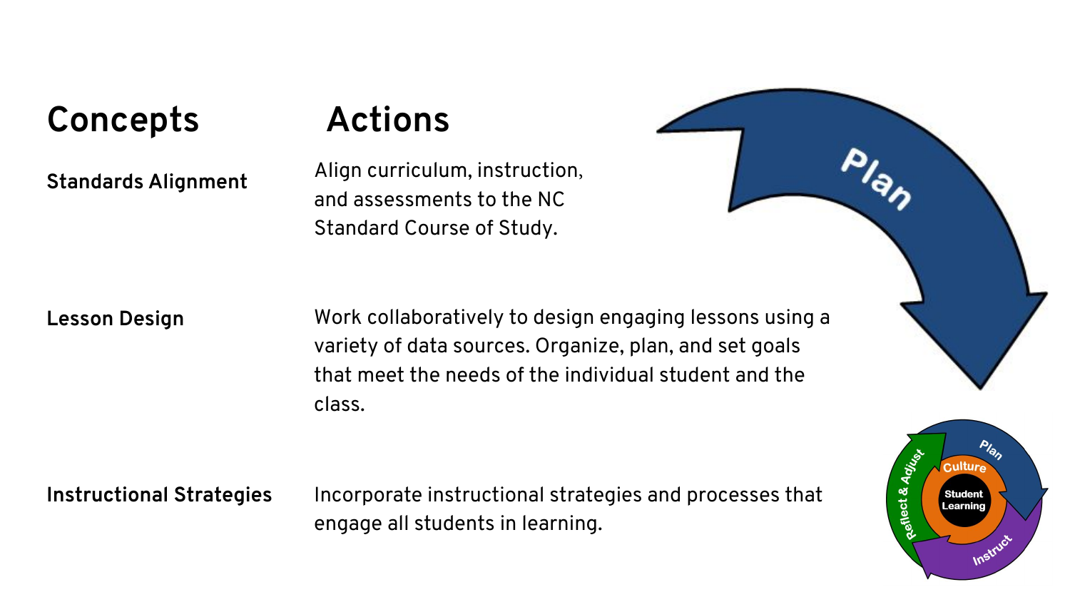| Concepts | Actions |
| --- | --- |
| **Standards Alignment** | Align curriculum, instruction, and assessments to the NC Standard Course of Study. |
| **Lesson Design** | Work collaboratively to design engaging lessons using a variety of data sources. Organize, plan, and set goals that meet the needs of the individual student and the class. |
| **Instructional Strategies** | Incorporate instructional strategies and processes that engage all students in learning. |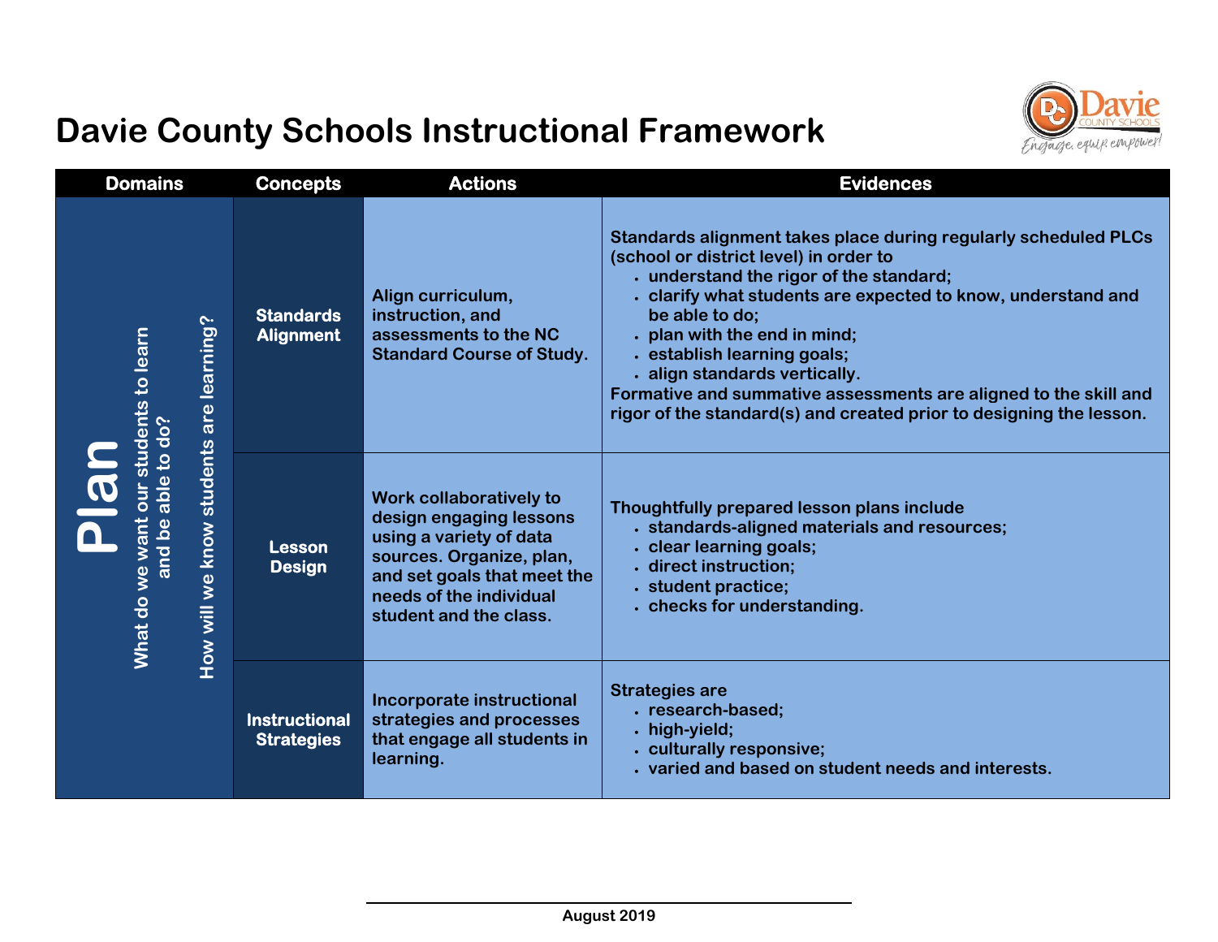# Davie County Schools Instructional Framework

| Domains | Concepts | Actions | Evidences |
| --- | --- | --- | --- |
| **Plan**<br>What do we want our students to learn and be able to do?<br>How will we know students are learning? | **Standards Alignment** | Align curriculum, instruction, and assessments to the NC Standard Course of Study. | Standards alignment takes place during regularly scheduled PLCs (school or district level) in order to<br>• understand the rigor of the standard;<br>• clarify what students are expected to know, understand and be able to do;<br>• plan with the end in mind;<br>• establish learning goals;<br>• align standards vertically.<br>Formative and summative assessments are aligned to the skill and rigor of the standard(s) and created prior to designing the lesson. |
| | **Lesson Design** | Work collaboratively to design engaging lessons using a variety of data sources. Organize, plan, and set goals that meet the needs of the individual student and the class. | Thoughtfully prepared lesson plans include<br>• standards-aligned materials and resources;<br>• clear learning goals;<br>• direct instruction;<br>• student practice;<br>• checks for understanding. |
| | **Instructional Strategies** | Incorporate instructional strategies and processes that engage all students in learning. | Strategies are<br>• research-based;<br>• high-yield;<br>• culturally responsive;<br>• varied and based on student needs and interests. |

August 2019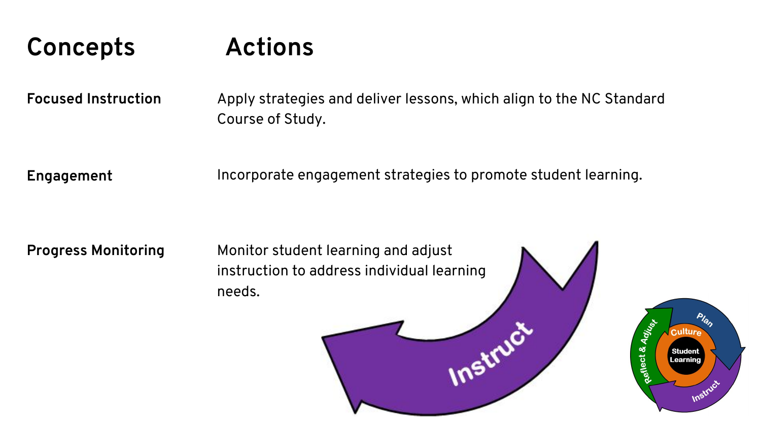| Concepts | Actions |
| --- | --- |
| **Focused Instruction** | Apply strategies and deliver lessons, which align to the NC Standard Course of Study. |
| **Engagement** | Incorporate engagement strategies to promote student learning. |
| **Progress Monitoring** | Monitor student learning and adjust instruction to address individual learning needs. |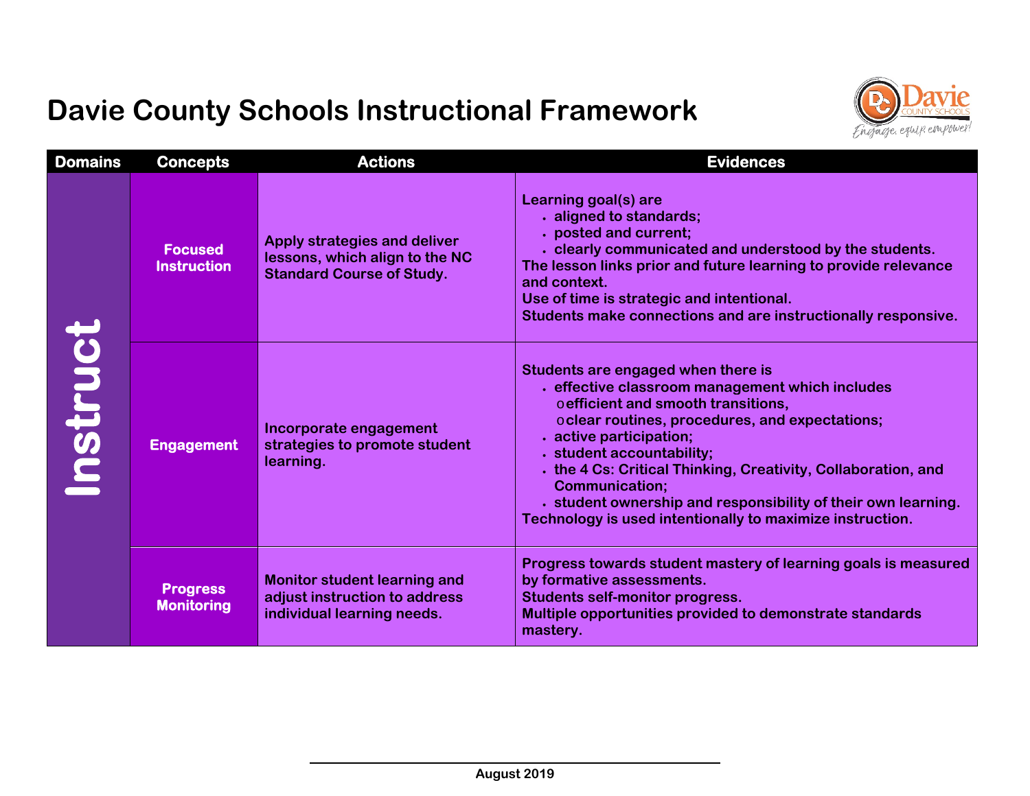# Davie County Schools Instructional Framework

| Domains | Concepts | Actions | Evidences |
|---|---|---|---|
| Instruct | Focused Instruction | Apply strategies and deliver lessons, which align to the NC Standard Course of Study. | Learning goal(s) are<br>• aligned to standards;<br>• posted and current;<br>• clearly communicated and understood by the students.<br>The lesson links prior and future learning to provide relevance and context.<br>Use of time is strategic and intentional.<br>Students make connections and are instructionally responsive. |
| | Engagement | Incorporate engagement strategies to promote student learning. | Students are engaged when there is<br>• effective classroom management which includes<br>&nbsp;&nbsp;o efficient and smooth transitions,<br>&nbsp;&nbsp;o clear routines, procedures, and expectations;<br>• active participation;<br>• student accountability;<br>• the 4 Cs: Critical Thinking, Creativity, Collaboration, and Communication;<br>• student ownership and responsibility of their own learning.<br>Technology is used intentionally to maximize instruction. |
| | Progress Monitoring | Monitor student learning and adjust instruction to address individual learning needs. | Progress towards student mastery of learning goals is measured by formative assessments.<br>Students self-monitor progress.<br>Multiple opportunities provided to demonstrate standards mastery. |

August 2019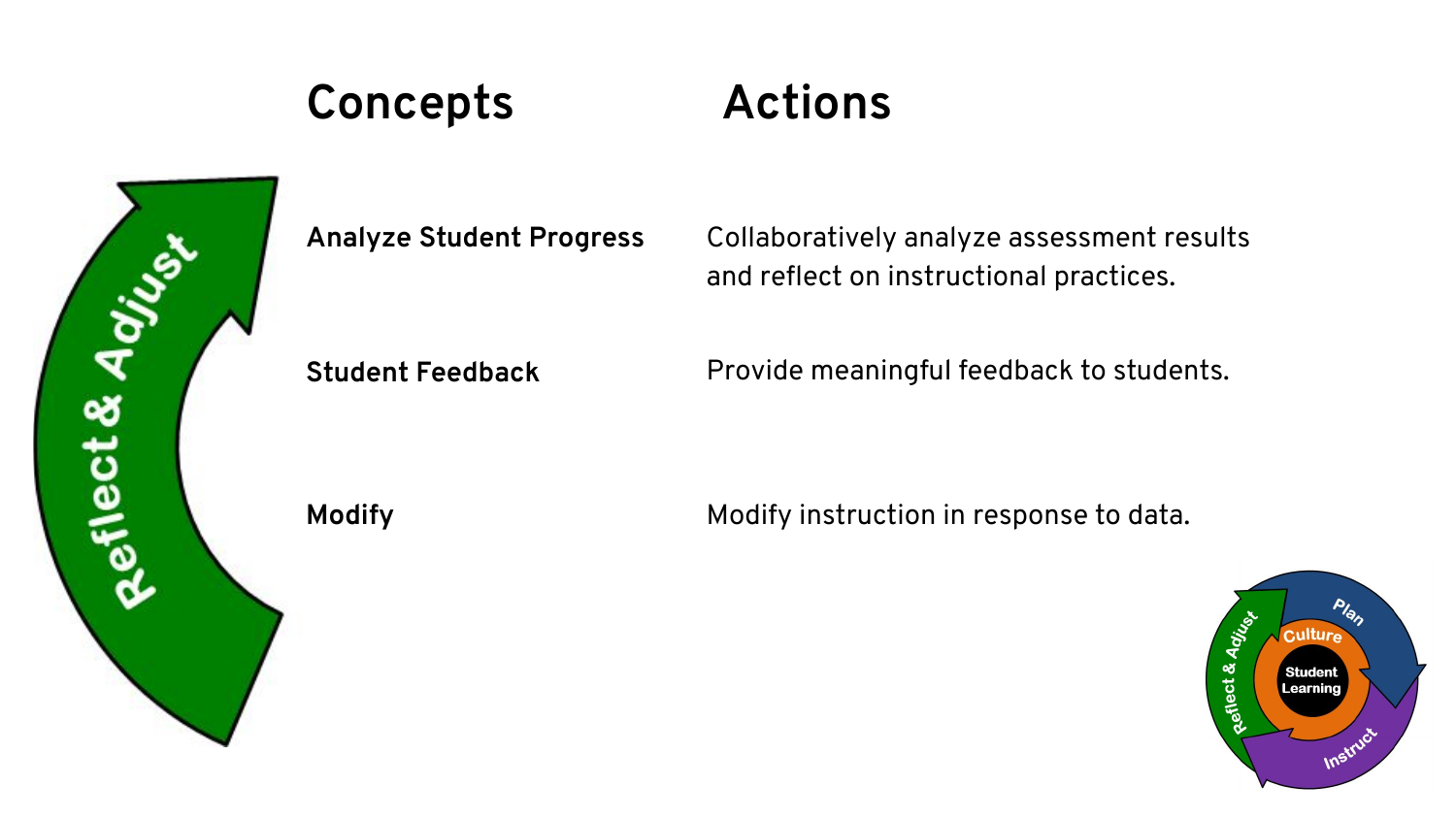| Concepts | Actions |
| --- | --- |
| **Analyze Student Progress** | Collaboratively analyze assessment results and reflect on instructional practices. |
| **Student Feedback** | Provide meaningful feedback to students. |
| **Modify** | Modify instruction in response to data. |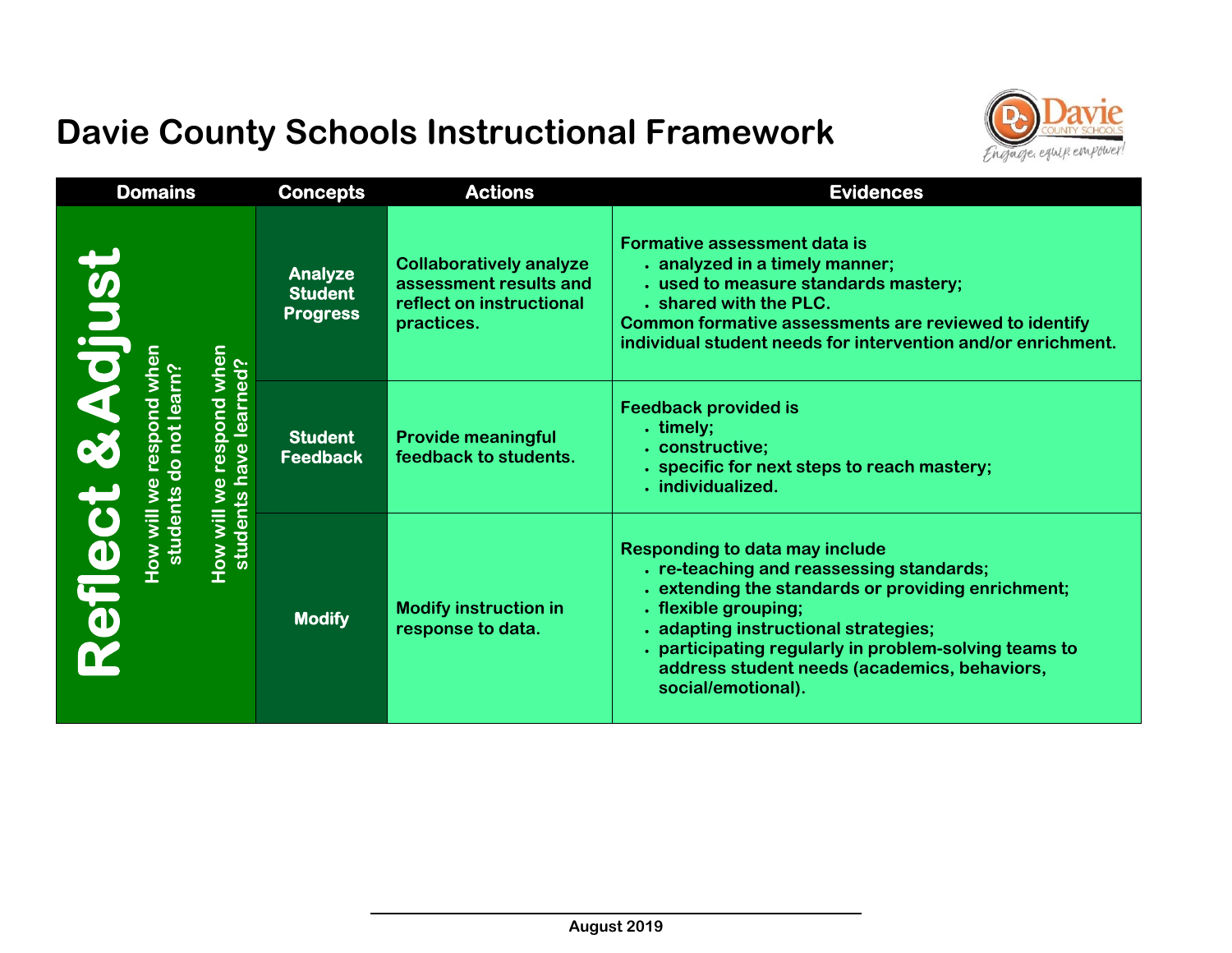# Davie County Schools Instructional Framework

| Domains | Concepts | Actions | Evidences |
| --- | --- | --- | --- |
| **Reflect & Adjust**<br>How will we respond when students do not learn?<br>How will we respond when students have learned? | **Analyze Student Progress** | Collaboratively analyze assessment results and reflect on instructional practices. | Formative assessment data is<br>• analyzed in a timely manner;<br>• used to measure standards mastery;<br>• shared with the PLC.<br>Common formative assessments are reviewed to identify individual student needs for intervention and/or enrichment. |
| | **Student Feedback** | Provide meaningful feedback to students. | Feedback provided is<br>• timely;<br>• constructive;<br>• specific for next steps to reach mastery;<br>• individualized. |
| | **Modify** | Modify instruction in response to data. | Responding to data may include<br>• re-teaching and reassessing standards;<br>• extending the standards or providing enrichment;<br>• flexible grouping;<br>• adapting instructional strategies;<br>• participating regularly in problem-solving teams to address student needs (academics, behaviors, social/emotional). |

August 2019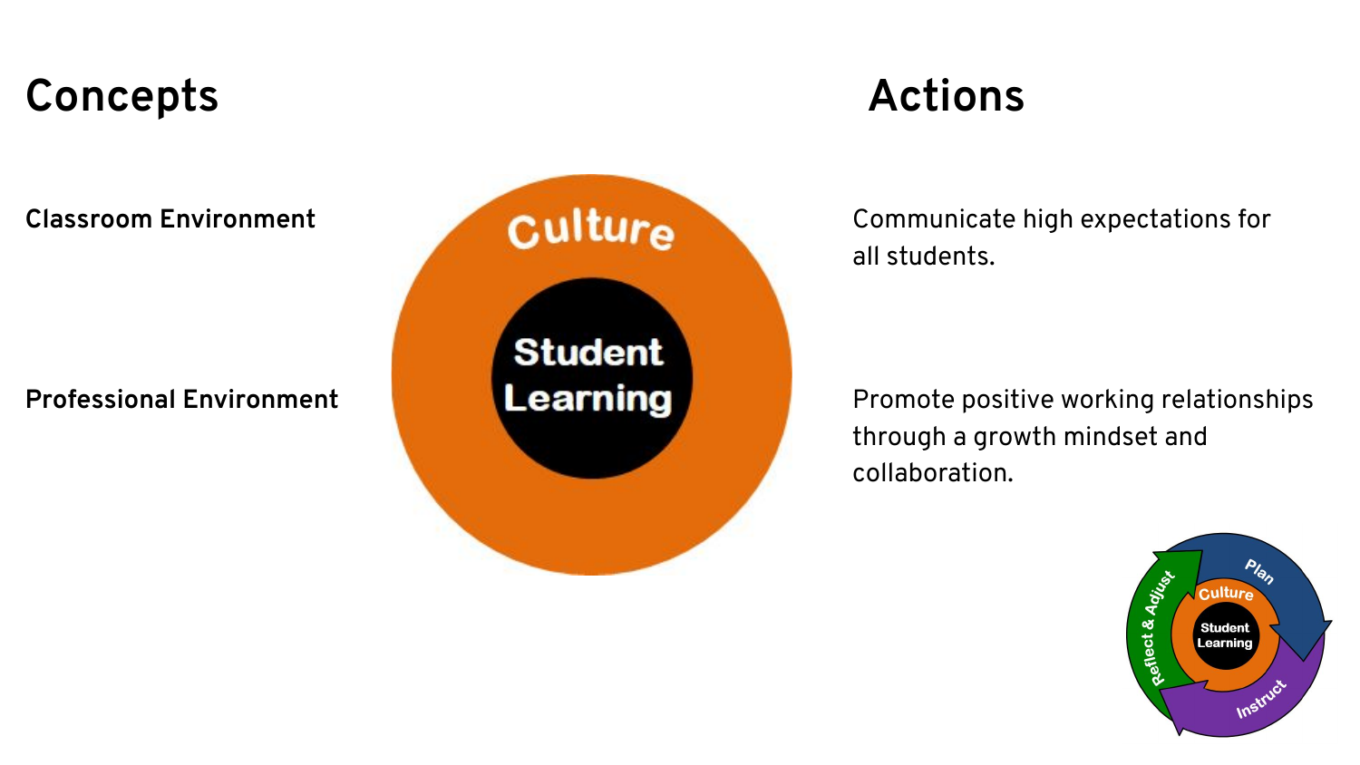## Concepts

**Classroom Environment**

**Professional Environment**

## Actions

Communicate high expectations for all students.

Promote positive working relationships through a growth mindset and collaboration.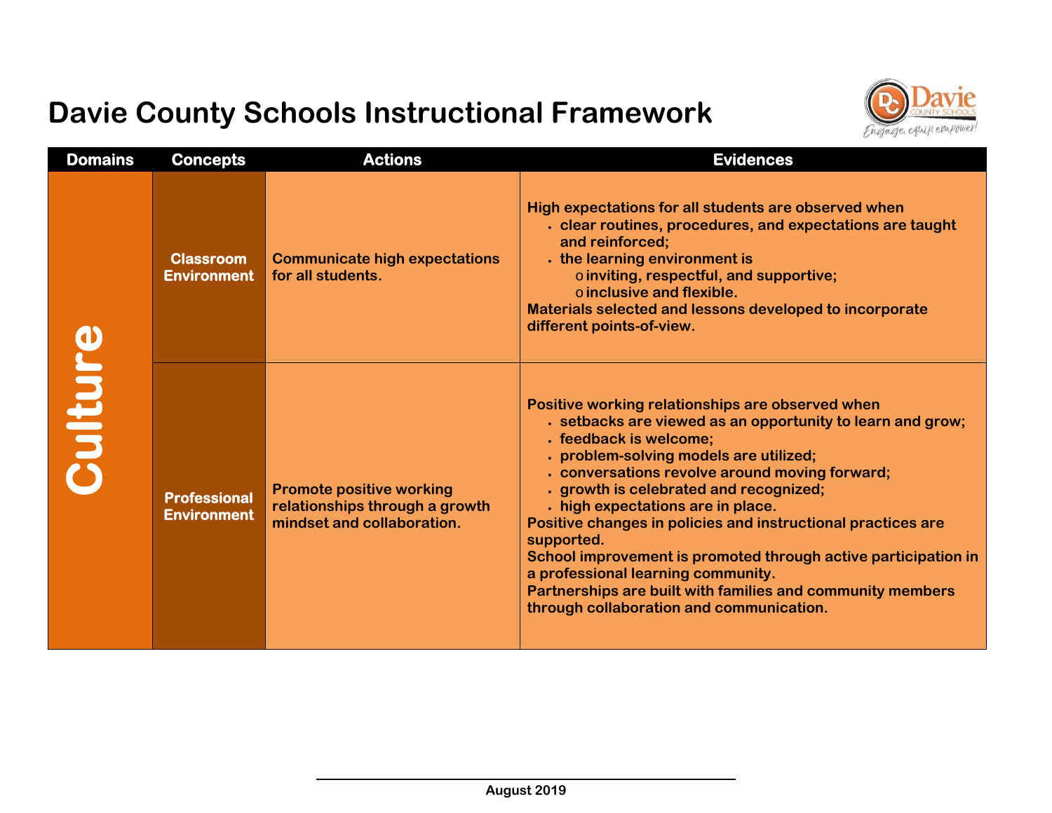# Davie County Schools Instructional Framework

| Domains | Concepts | Actions | Evidences |
|---|---|---|---|
| Culture | Classroom Environment | Communicate high expectations for all students. | High expectations for all students are observed when<br>• clear routines, procedures, and expectations are taught and reinforced;<br>• the learning environment is<br>  o inviting, respectful, and supportive;<br>  o inclusive and flexible.<br>Materials selected and lessons developed to incorporate different points-of-view. |
| | Professional Environment | Promote positive working relationships through a growth mindset and collaboration. | Positive working relationships are observed when<br>• setbacks are viewed as an opportunity to learn and grow;<br>• feedback is welcome;<br>• problem-solving models are utilized;<br>• conversations revolve around moving forward;<br>• growth is celebrated and recognized;<br>• high expectations are in place.<br>Positive changes in policies and instructional practices are supported.<br>School improvement is promoted through active participation in a professional learning community.<br>Partnerships are built with families and community members through collaboration and communication. |

August 2019